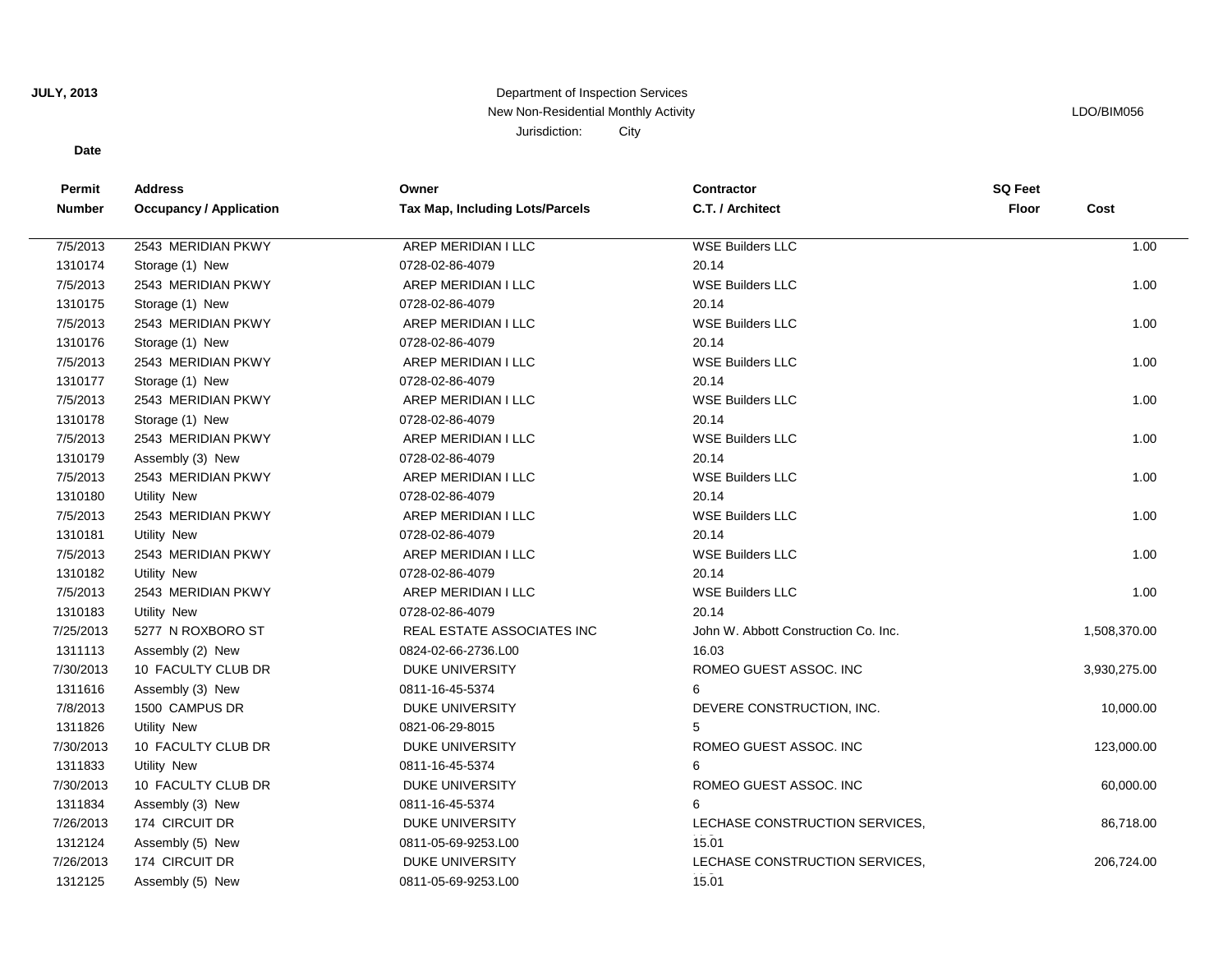**JULY, 2013**

Department of Inspection Services
New Non-Residential Monthly Activity
Jurisdiction: City

LDO/BIM056

**Date**

| Permit Number | Address / Occupancy / Application | Owner / Tax Map, Including Lots/Parcels | Contractor / C.T. / Architect | SQ Feet Floor | Cost |
|---|---|---|---|---|---|
| 7/5/2013<br>1310174 | 2543 MERIDIAN PKWY<br>Storage (1) New | AREP MERIDIAN I LLC<br>0728-02-86-4079 | WSE Builders LLC<br>20.14 | | 1.00 |
| 7/5/2013<br>1310175 | 2543 MERIDIAN PKWY<br>Storage (1) New | AREP MERIDIAN I LLC<br>0728-02-86-4079 | WSE Builders LLC<br>20.14 | | 1.00 |
| 7/5/2013<br>1310176 | 2543 MERIDIAN PKWY<br>Storage (1) New | AREP MERIDIAN I LLC<br>0728-02-86-4079 | WSE Builders LLC<br>20.14 | | 1.00 |
| 7/5/2013<br>1310177 | 2543 MERIDIAN PKWY<br>Storage (1) New | AREP MERIDIAN I LLC<br>0728-02-86-4079 | WSE Builders LLC<br>20.14 | | 1.00 |
| 7/5/2013<br>1310178 | 2543 MERIDIAN PKWY<br>Storage (1) New | AREP MERIDIAN I LLC<br>0728-02-86-4079 | WSE Builders LLC<br>20.14 | | 1.00 |
| 7/5/2013<br>1310179 | 2543 MERIDIAN PKWY<br>Assembly (3) New | AREP MERIDIAN I LLC<br>0728-02-86-4079 | WSE Builders LLC<br>20.14 | | 1.00 |
| 7/5/2013<br>1310180 | 2543 MERIDIAN PKWY<br>Utility New | AREP MERIDIAN I LLC<br>0728-02-86-4079 | WSE Builders LLC<br>20.14 | | 1.00 |
| 7/5/2013<br>1310181 | 2543 MERIDIAN PKWY<br>Utility New | AREP MERIDIAN I LLC<br>0728-02-86-4079 | WSE Builders LLC<br>20.14 | | 1.00 |
| 7/5/2013<br>1310182 | 2543 MERIDIAN PKWY<br>Utility New | AREP MERIDIAN I LLC<br>0728-02-86-4079 | WSE Builders LLC<br>20.14 | | 1.00 |
| 7/5/2013<br>1310183 | 2543 MERIDIAN PKWY<br>Utility New | AREP MERIDIAN I LLC<br>0728-02-86-4079 | WSE Builders LLC<br>20.14 | | 1.00 |
| 7/25/2013<br>1311113 | 5277 N ROXBORO ST<br>Assembly (2) New | REAL ESTATE ASSOCIATES INC<br>0824-02-66-2736.L00 | John W. Abbott Construction Co. Inc.<br>16.03 | | 1,508,370.00 |
| 7/30/2013<br>1311616 | 10 FACULTY CLUB DR<br>Assembly (3) New | DUKE UNIVERSITY<br>0811-16-45-5374 | ROMEO GUEST ASSOC. INC<br>6 | | 3,930,275.00 |
| 7/8/2013<br>1311826 | 1500 CAMPUS DR<br>Utility New | DUKE UNIVERSITY<br>0821-06-29-8015 | DEVERE CONSTRUCTION, INC.<br>5 | | 10,000.00 |
| 7/30/2013<br>1311833 | 10 FACULTY CLUB DR<br>Utility New | DUKE UNIVERSITY<br>0811-16-45-5374 | ROMEO GUEST ASSOC. INC<br>6 | | 123,000.00 |
| 7/30/2013<br>1311834 | 10 FACULTY CLUB DR<br>Assembly (3) New | DUKE UNIVERSITY<br>0811-16-45-5374 | ROMEO GUEST ASSOC. INC<br>6 | | 60,000.00 |
| 7/26/2013<br>1312124 | 174 CIRCUIT DR<br>Assembly (5) New | DUKE UNIVERSITY<br>0811-05-69-9253.L00 | LECHASE CONSTRUCTION SERVICES,<br>15.01 | | 86,718.00 |
| 7/26/2013<br>1312125 | 174 CIRCUIT DR<br>Assembly (5) New | DUKE UNIVERSITY<br>0811-05-69-9253.L00 | LECHASE CONSTRUCTION SERVICES,<br>15.01 | | 206,724.00 |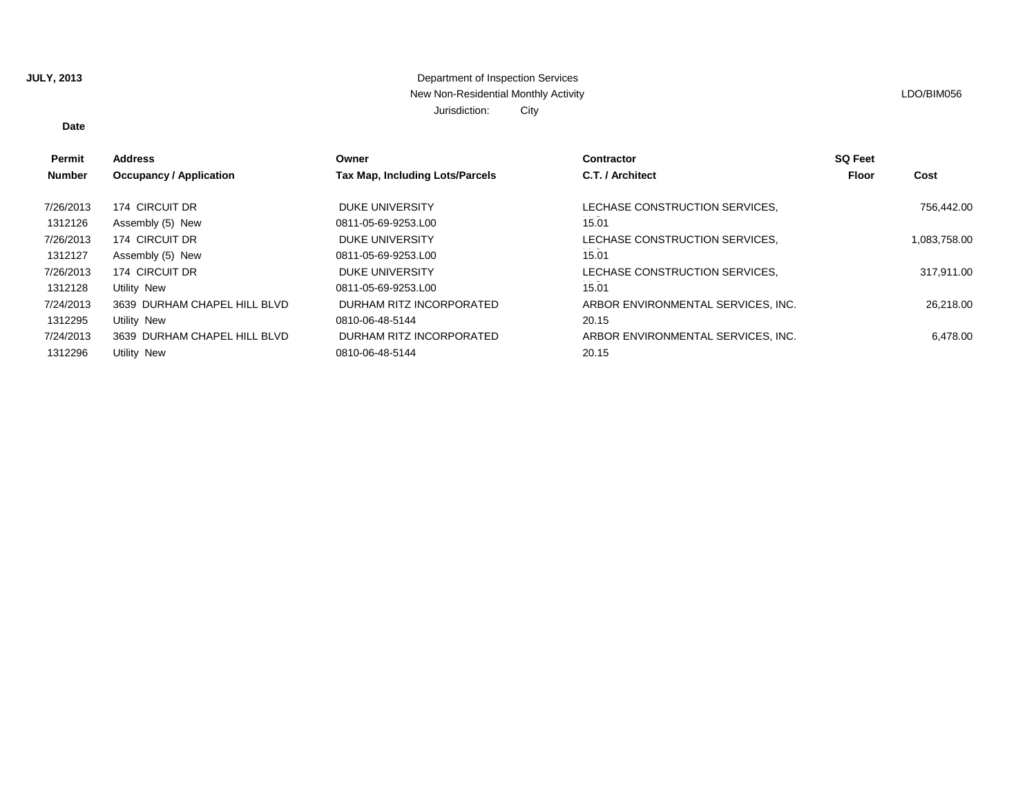**JULY, 2013**

Department of Inspection Services
New Non-Residential Monthly Activity
Jurisdiction: City

LDO/BIM056

| Date / Permit Number | Address / Occupancy / Application | Owner / Tax Map, Including Lots/Parcels | Contractor / C.T. / Architect | SQ Feet Floor | Cost |
|---|---|---|---|---|---|
| 7/26/2013 | 174 CIRCUIT DR | DUKE UNIVERSITY | LECHASE CONSTRUCTION SERVICES, | | 756,442.00 |
| 1312126 | Assembly (5) New | 0811-05-69-9253.L00 | 15.01 | | |
| 7/26/2013 | 174 CIRCUIT DR | DUKE UNIVERSITY | LECHASE CONSTRUCTION SERVICES, | | 1,083,758.00 |
| 1312127 | Assembly (5) New | 0811-05-69-9253.L00 | 15.01 | | |
| 7/26/2013 | 174 CIRCUIT DR | DUKE UNIVERSITY | LECHASE CONSTRUCTION SERVICES, | | 317,911.00 |
| 1312128 | Utility New | 0811-05-69-9253.L00 | 15.01 | | |
| 7/24/2013 | 3639 DURHAM CHAPEL HILL BLVD | DURHAM RITZ INCORPORATED | ARBOR ENVIRONMENTAL SERVICES, INC. | | 26,218.00 |
| 1312295 | Utility New | 0810-06-48-5144 | 20.15 | | |
| 7/24/2013 | 3639 DURHAM CHAPEL HILL BLVD | DURHAM RITZ INCORPORATED | ARBOR ENVIRONMENTAL SERVICES, INC. | | 6,478.00 |
| 1312296 | Utility New | 0810-06-48-5144 | 20.15 | | |